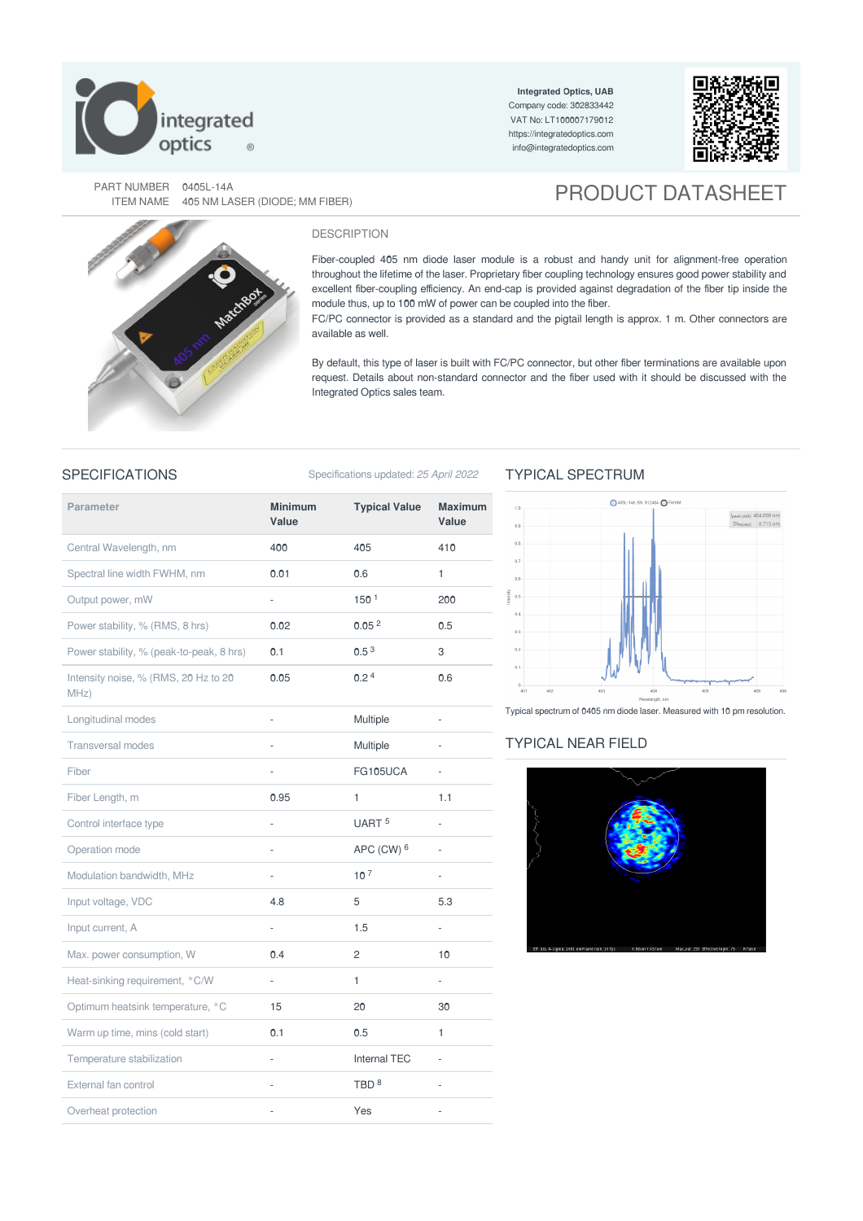Integrated Optics, UAB
Company code: 302833442
VAT No: LT100007179012
https://integratedoptics.com
info@integratedoptics.com

PART NUMBER 0405L-14A
ITEM NAME 405 NM LASER (DIODE; MM FIBER)

# PRODUCT DATASHEET

## DESCRIPTION

Fiber-coupled 405 nm diode laser module is a robust and handy unit for alignment-free operation throughout the lifetime of the laser. Proprietary fiber coupling technology ensures good power stability and excellent fiber-coupling efficiency. An end-cap is provided against degradation of the fiber tip inside the module thus, up to 100 mW of power can be coupled into the fiber.
FC/PC connector is provided as a standard and the pigtail length is approx. 1 m. Other connectors are available as well.

By default, this type of laser is built with FC/PC connector, but other fiber terminations are available upon request. Details about non-standard connector and the fiber used with it should be discussed with the Integrated Optics sales team.

## SPECIFICATIONS

Specifications updated: *25 April 2022*

| Parameter | Minimum Value | Typical Value | Maximum Value |
|---|---|---|---|
| Central Wavelength, nm | 400 | 405 | 410 |
| Spectral line width FWHM, nm | 0.01 | 0.6 | 1 |
| Output power, mW | - | 150 [1] | 200 |
| Power stability, % (RMS, 8 hrs) | 0.02 | 0.05 [2] | 0.5 |
| Power stability, % (peak-to-peak, 8 hrs) | 0.1 | 0.5 [3] | 3 |
| Intensity noise, % (RMS, 20 Hz to 20 MHz) | 0.05 | 0.2 [4] | 0.6 |
| Longitudinal modes | - | Multiple | - |
| Transversal modes | - | Multiple | - |
| Fiber | - | FG105UCA | - |
| Fiber Length, m | 0.95 | 1 | 1.1 |
| Control interface type | - | UART [5] | - |
| Operation mode | - | APC (CW) [6] | - |
| Modulation bandwidth, MHz | - | 10 [7] | - |
| Input voltage, VDC | 4.8 | 5 | 5.3 |
| Input current, A | - | 1.5 | - |
| Max. power consumption, W | 0.4 | 2 | 10 |
| Heat-sinking requirement, °C/W | - | 1 | - |
| Optimum heatsink temperature, °C | 15 | 20 | 30 |
| Warm up time, mins (cold start) | 0.1 | 0.5 | 1 |
| Temperature stabilization | - | Internal TEC | - |
| External fan control | - | TBD [8] | - |
| Overheat protection | - | Yes | - |

## TYPICAL SPECTRUM

Typical spectrum of 0405 nm diode laser. Measured with 10 pm resolution.

## TYPICAL NEAR FIELD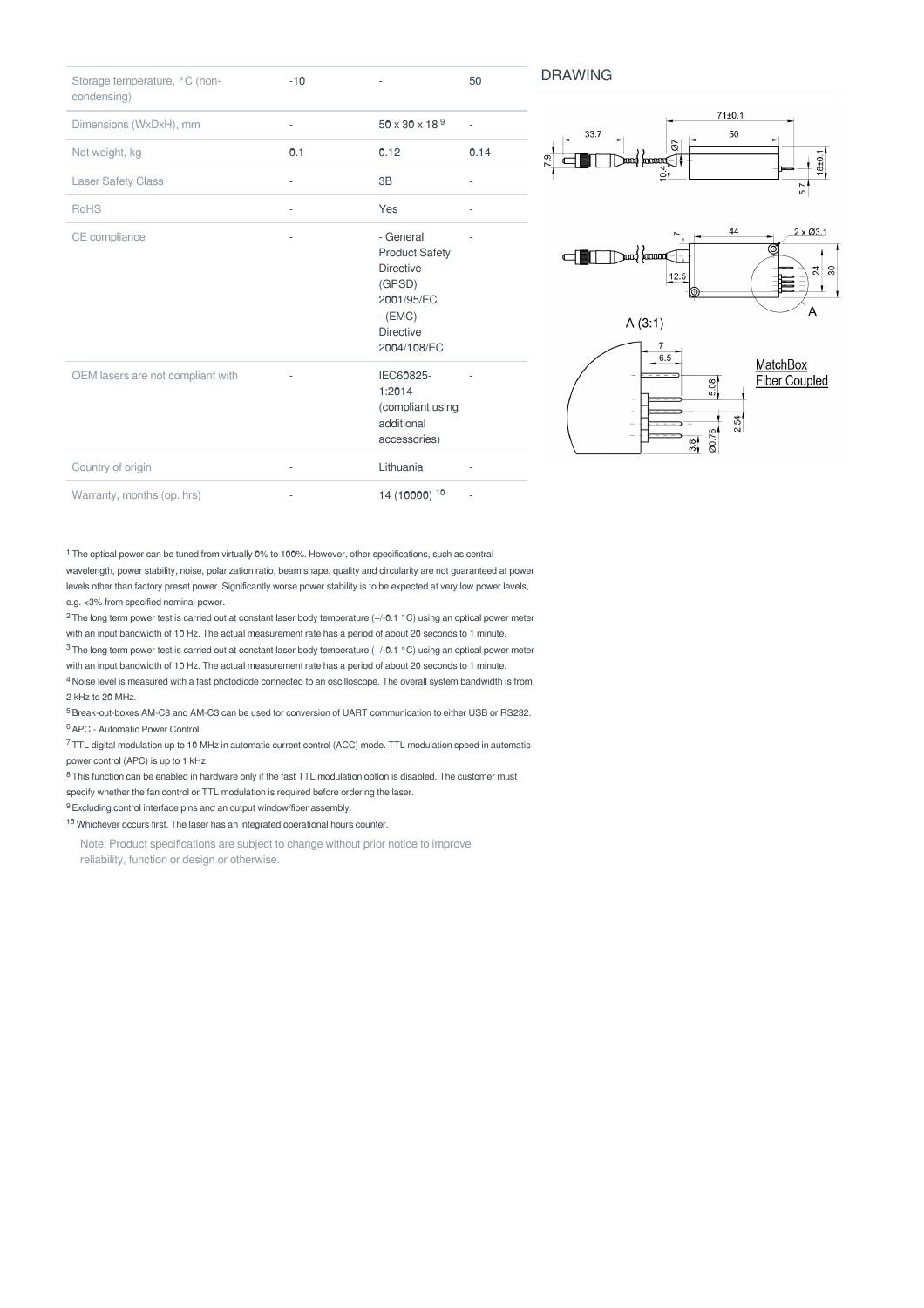| | | | |
|---|---|---|---|
| Storage temperature, °C (non-condensing) | -10 | - | 50 |
| Dimensions (WxDxH), mm | - | 50 x 30 x 18 [9] | - |
| Net weight, kg | 0.1 | 0.12 | 0.14 |
| Laser Safety Class | - | 3B | - |
| RoHS | - | Yes | - |
| CE compliance | - | - General Product Safety Directive (GPSD) 2001/95/EC - (EMC) Directive 2004/108/EC | - |
| OEM lasers are not compliant with | - | IEC60825-1:2014 (compliant using additional accessories) | - |
| Country of origin | - | Lithuania | - |
| Warranty, months (op. hrs) | - | 14 (10000) [10] | - |

## DRAWING

71±0.1

33.7

50

7.9

Ø7

10.4

8±0.1

5.7

44

2 x Ø3.1

7

12.5

24

30

A

A (3:1)

7

6.5

5.08

2.54

3.8

Ø0.76

MatchBox
Fiber Coupled

[1] The optical power can be tuned from virtually 0% to 100%. However, other specifications, such as central wavelength, power stability, noise, polarization ratio, beam shape, quality and circularity are not guaranteed at power levels other than factory preset power. Significantly worse power stability is to be expected at very low power levels, e.g. <3% from specified nominal power.

[2] The long term power test is carried out at constant laser body temperature (+/-0.1 °C) using an optical power meter with an input bandwidth of 10 Hz. The actual measurement rate has a period of about 20 seconds to 1 minute.

[3] The long term power test is carried out at constant laser body temperature (+/-0.1 °C) using an optical power meter with an input bandwidth of 10 Hz. The actual measurement rate has a period of about 20 seconds to 1 minute.

[4] Noise level is measured with a fast photodiode connected to an oscilloscope. The overall system bandwidth is from 2 kHz to 20 MHz.

[5] Break-out-boxes AM-C8 and AM-C3 can be used for conversion of UART communication to either USB or RS232.

[6] APC - Automatic Power Control.

[7] TTL digital modulation up to 10 MHz in automatic current control (ACC) mode. TTL modulation speed in automatic power control (APC) is up to 1 kHz.

[8] This function can be enabled in hardware only if the fast TTL modulation option is disabled. The customer must specify whether the fan control or TTL modulation is required before ordering the laser.

[9] Excluding control interface pins and an output window/fiber assembly.

[10] Whichever occurs first. The laser has an integrated operational hours counter.

Note: Product specifications are subject to change without prior notice to improve reliability, function or design or otherwise.